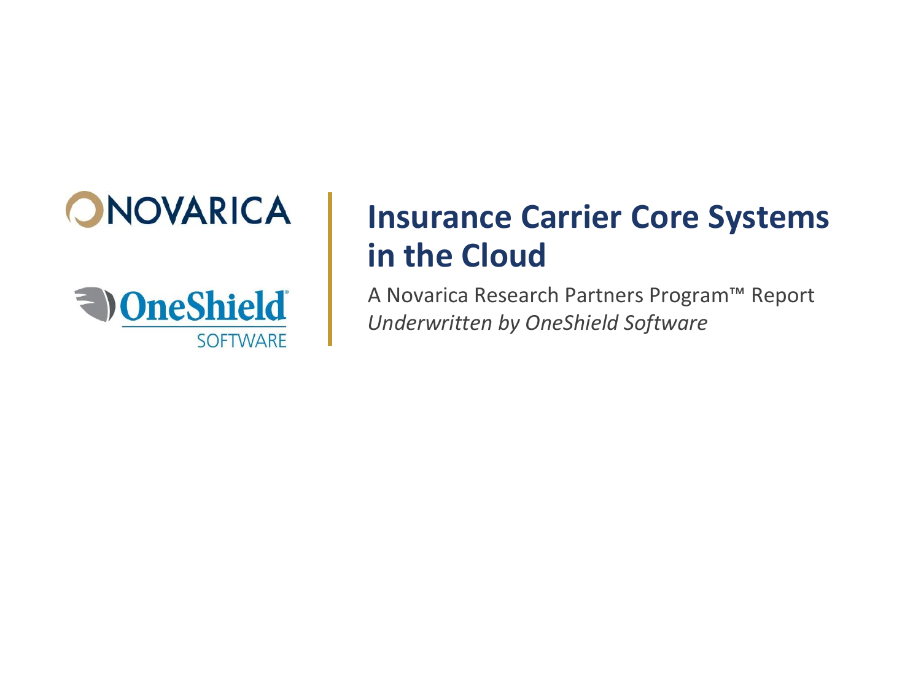NOVARICA

OneShield SOFTWARE

# Insurance Carrier Core Systems in the Cloud

A Novarica Research Partners Program™ Report

*Underwritten by OneShield Software*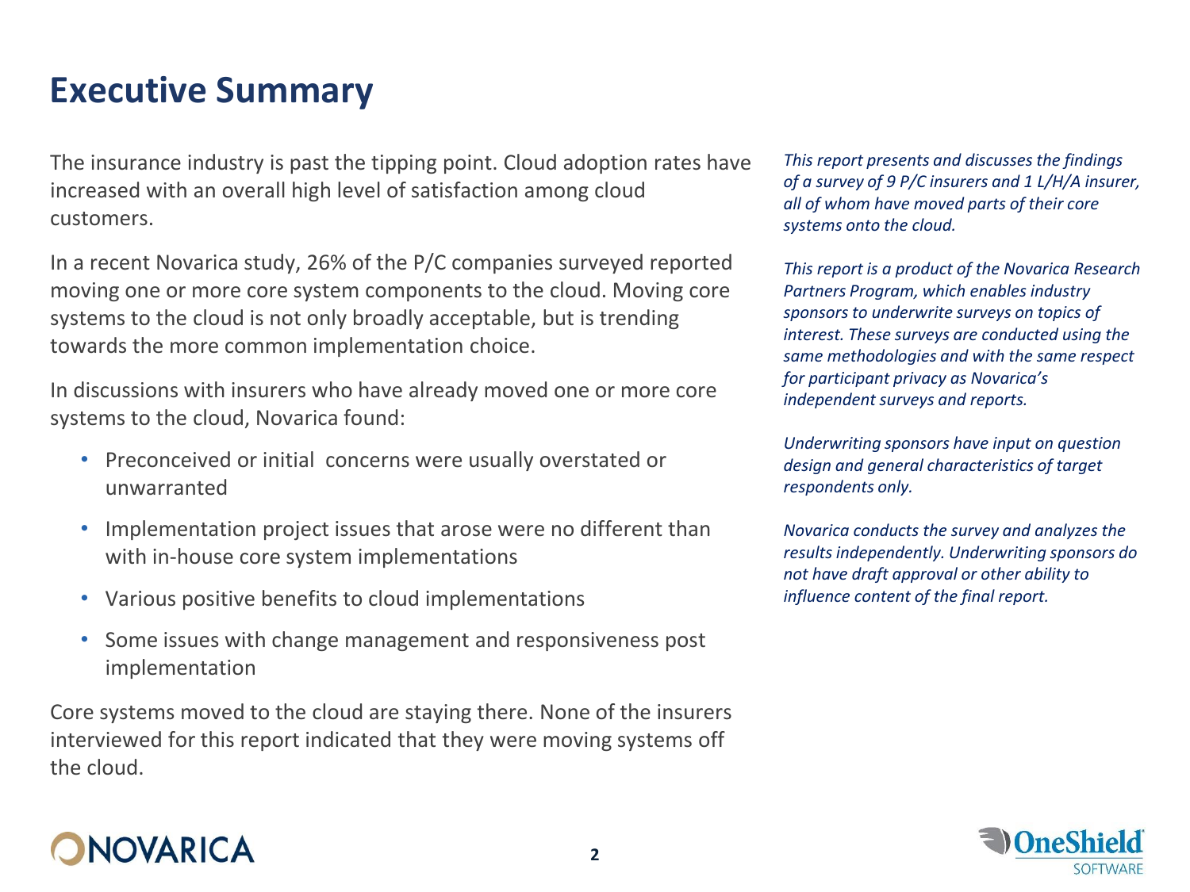# Executive Summary

The insurance industry is past the tipping point. Cloud adoption rates have increased with an overall high level of satisfaction among cloud customers.

In a recent Novarica study, 26% of the P/C companies surveyed reported moving one or more core system components to the cloud. Moving core systems to the cloud is not only broadly acceptable, but is trending towards the more common implementation choice.

In discussions with insurers who have already moved one or more core systems to the cloud, Novarica found:

- Preconceived or initial concerns were usually overstated or unwarranted
- Implementation project issues that arose were no different than with in-house core system implementations
- Various positive benefits to cloud implementations
- Some issues with change management and responsiveness post implementation

Core systems moved to the cloud are staying there. None of the insurers interviewed for this report indicated that they were moving systems off the cloud.

*This report presents and discusses the findings of a survey of 9 P/C insurers and 1 L/H/A insurer, all of whom have moved parts of their core systems onto the cloud.*

*This report is a product of the Novarica Research Partners Program, which enables industry sponsors to underwrite surveys on topics of interest. These surveys are conducted using the same methodologies and with the same respect for participant privacy as Novarica's independent surveys and reports.*

*Underwriting sponsors have input on question design and general characteristics of target respondents only.*

*Novarica conducts the survey and analyzes the results independently. Underwriting sponsors do not have draft approval or other ability to influence content of the final report.*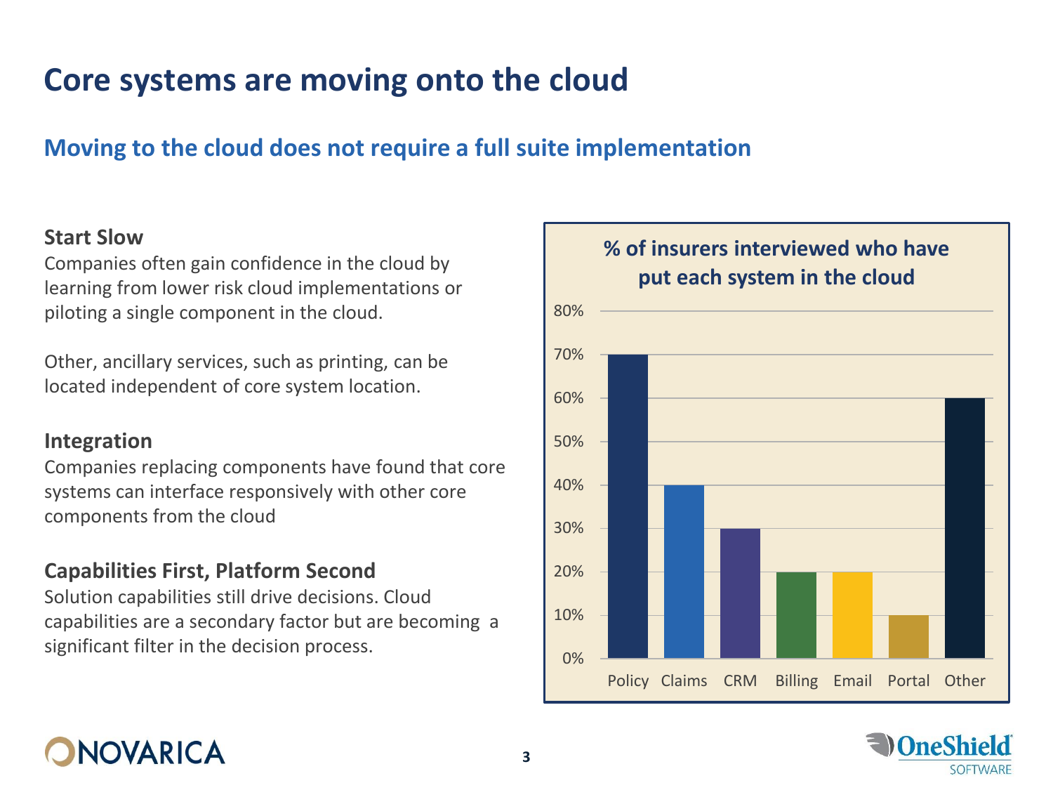# Core systems are moving onto the cloud

## Moving to the cloud does not require a full suite implementation

### Start Slow

Companies often gain confidence in the cloud by learning from lower risk cloud implementations or piloting a single component in the cloud.

Other, ancillary services, such as printing, can be located independent of core system location.

### Integration

Companies replacing components have found that core systems can interface responsively with other core components from the cloud

### Capabilities First, Platform Second

Solution capabilities still drive decisions. Cloud capabilities are a secondary factor but are becoming a significant filter in the decision process.

**% of insurers interviewed who have put each system in the cloud**

| System | % |
|---|---|
| Policy | 70% |
| Claims | 40% |
| CRM | 30% |
| Billing | 20% |
| Email | 20% |
| Portal | 10% |
| Other | 60% |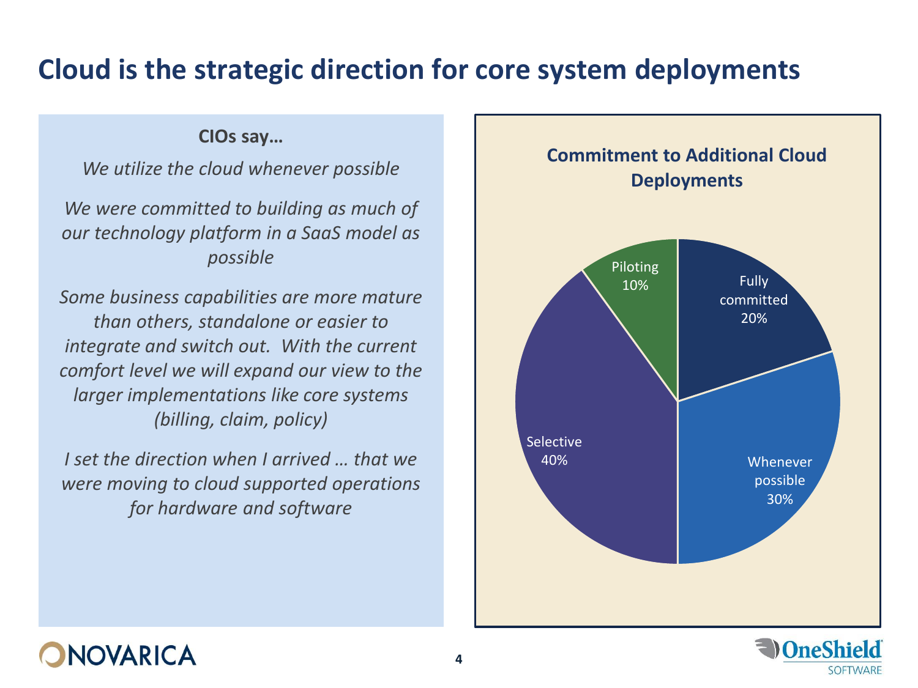# Cloud is the strategic direction for core system deployments

**CIOs say…**

*We utilize the cloud whenever possible*

*We were committed to building as much of our technology platform in a SaaS model as possible*

*Some business capabilities are more mature than others, standalone or easier to integrate and switch out. With the current comfort level we will expand our view to the larger implementations like core systems (billing, claim, policy)*

*I set the direction when I arrived … that we were moving to cloud supported operations for hardware and software*

**Commitment to Additional Cloud Deployments**

| Category | Share |
| --- | --- |
| Fully committed | 20% |
| Whenever possible | 30% |
| Selective | 40% |
| Piloting | 10% |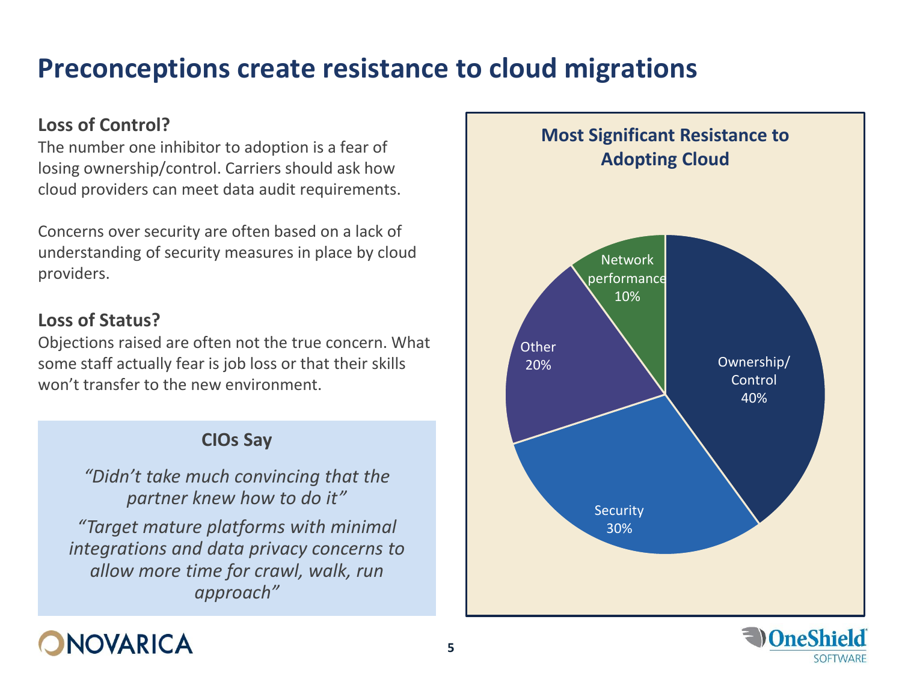# Preconceptions create resistance to cloud migrations

**Loss of Control?**

The number one inhibitor to adoption is a fear of losing ownership/control. Carriers should ask how cloud providers can meet data audit requirements.

Concerns over security are often based on a lack of understanding of security measures in place by cloud providers.

**Loss of Status?**

Objections raised are often not the true concern. What some staff actually fear is job loss or that their skills won't transfer to the new environment.

**CIOs Say**

*"Didn't take much convincing that the partner knew how to do it"*

*"Target mature platforms with minimal integrations and data privacy concerns to allow more time for crawl, walk, run approach"*

**Most Significant Resistance to Adopting Cloud**

| Resistance | Share |
| --- | --- |
| Ownership/Control | 40% |
| Security | 30% |
| Other | 20% |
| Network performance | 10% |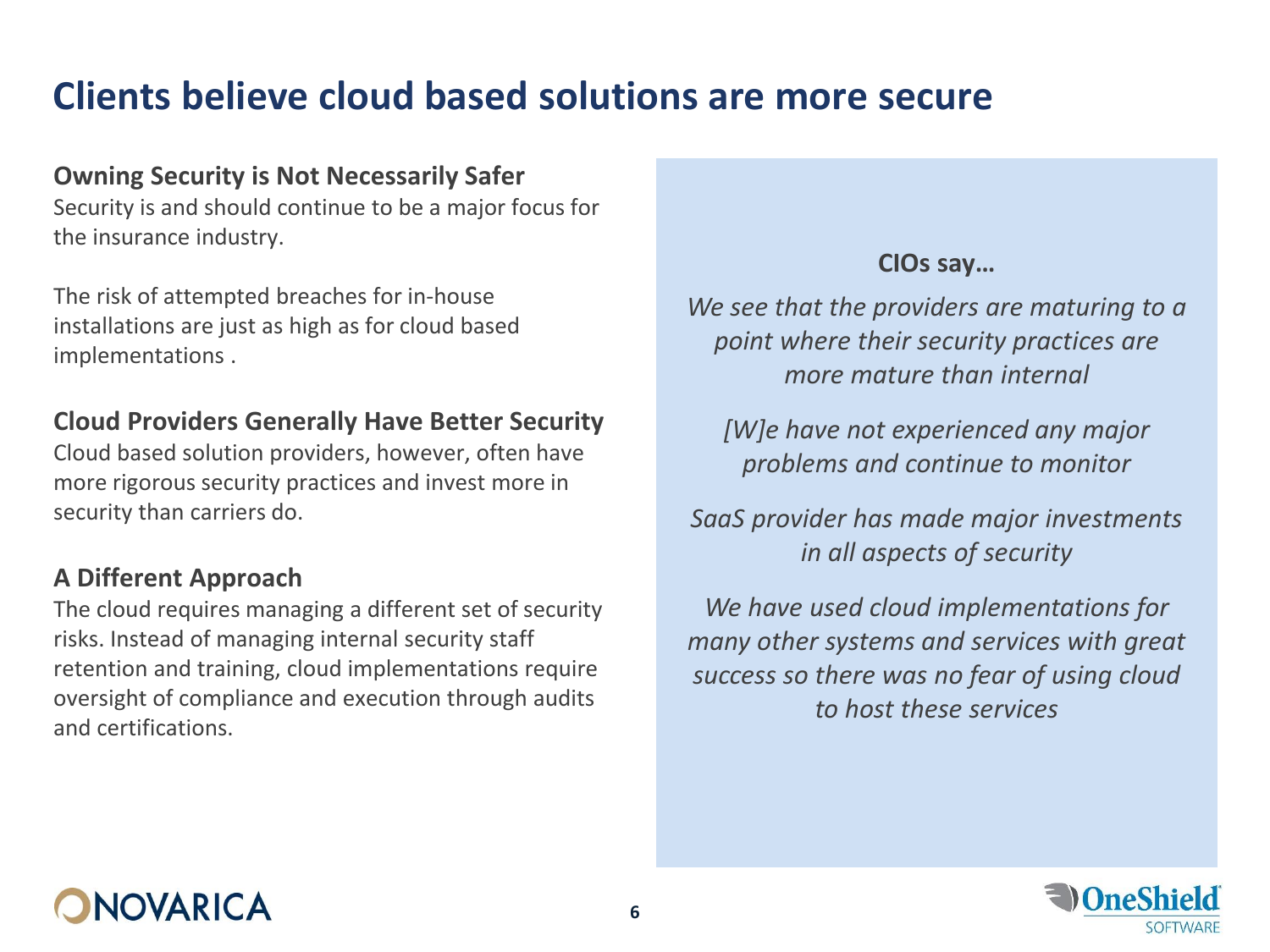# Clients believe cloud based solutions are more secure

**Owning Security is Not Necessarily Safer**

Security is and should continue to be a major focus for the insurance industry.

The risk of attempted breaches for in-house installations are just as high as for cloud based implementations .

**Cloud Providers Generally Have Better Security**

Cloud based solution providers, however, often have more rigorous security practices and invest more in security than carriers do.

**A Different Approach**

The cloud requires managing a different set of security risks. Instead of managing internal security staff retention and training, cloud implementations require oversight of compliance and execution through audits and certifications.

**CIOs say…**

*We see that the providers are maturing to a point where their security practices are more mature than internal*

*[W]e have not experienced any major problems and continue to monitor*

*SaaS provider has made major investments in all aspects of security*

*We have used cloud implementations for many other systems and services with great success so there was no fear of using cloud to host these services*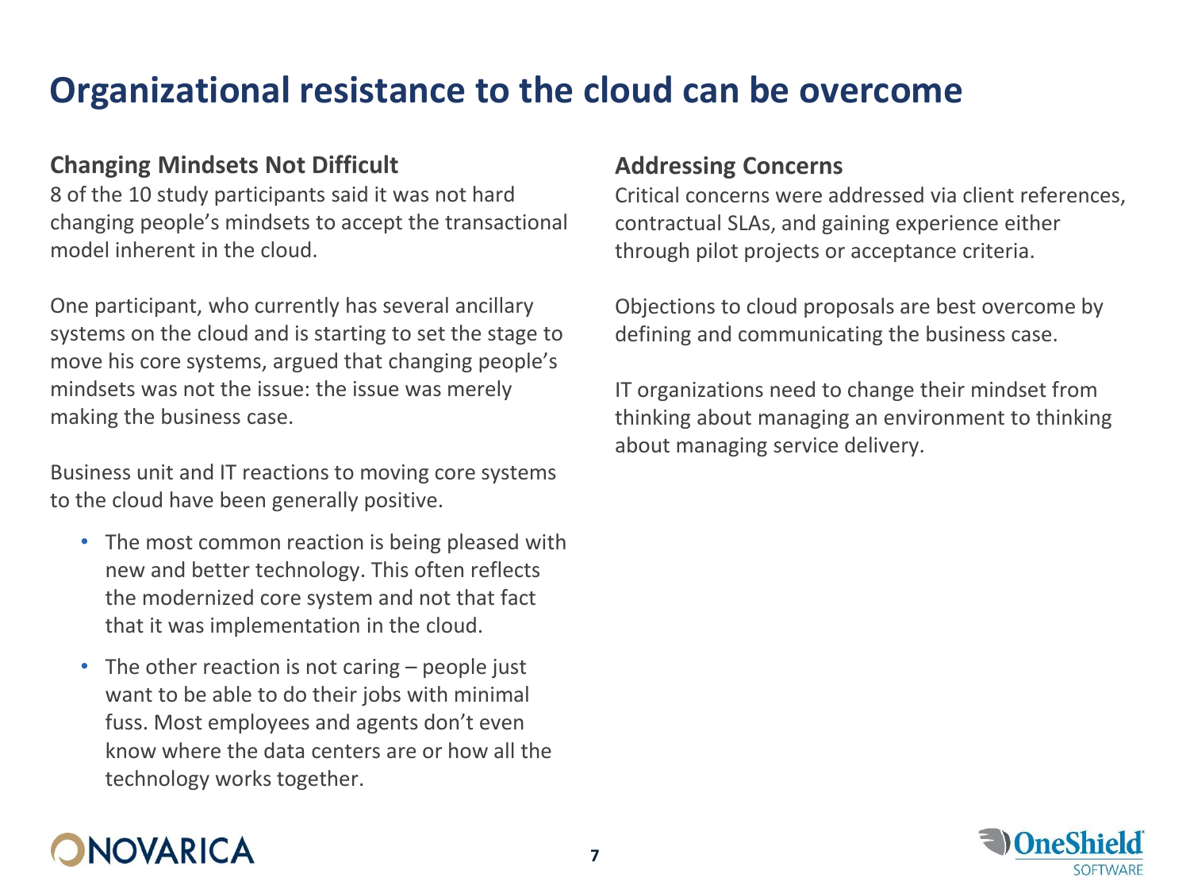# Organizational resistance to the cloud can be overcome

### Changing Mindsets Not Difficult

8 of the 10 study participants said it was not hard changing people's mindsets to accept the transactional model inherent in the cloud.

One participant, who currently has several ancillary systems on the cloud and is starting to set the stage to move his core systems, argued that changing people's mindsets was not the issue: the issue was merely making the business case.

Business unit and IT reactions to moving core systems to the cloud have been generally positive.

- The most common reaction is being pleased with new and better technology. This often reflects the modernized core system and not that fact that it was implementation in the cloud.
- The other reaction is not caring – people just want to be able to do their jobs with minimal fuss. Most employees and agents don't even know where the data centers are or how all the technology works together.

### Addressing Concerns

Critical concerns were addressed via client references, contractual SLAs, and gaining experience either through pilot projects or acceptance criteria.

Objections to cloud proposals are best overcome by defining and communicating the business case.

IT organizations need to change their mindset from thinking about managing an environment to thinking about managing service delivery.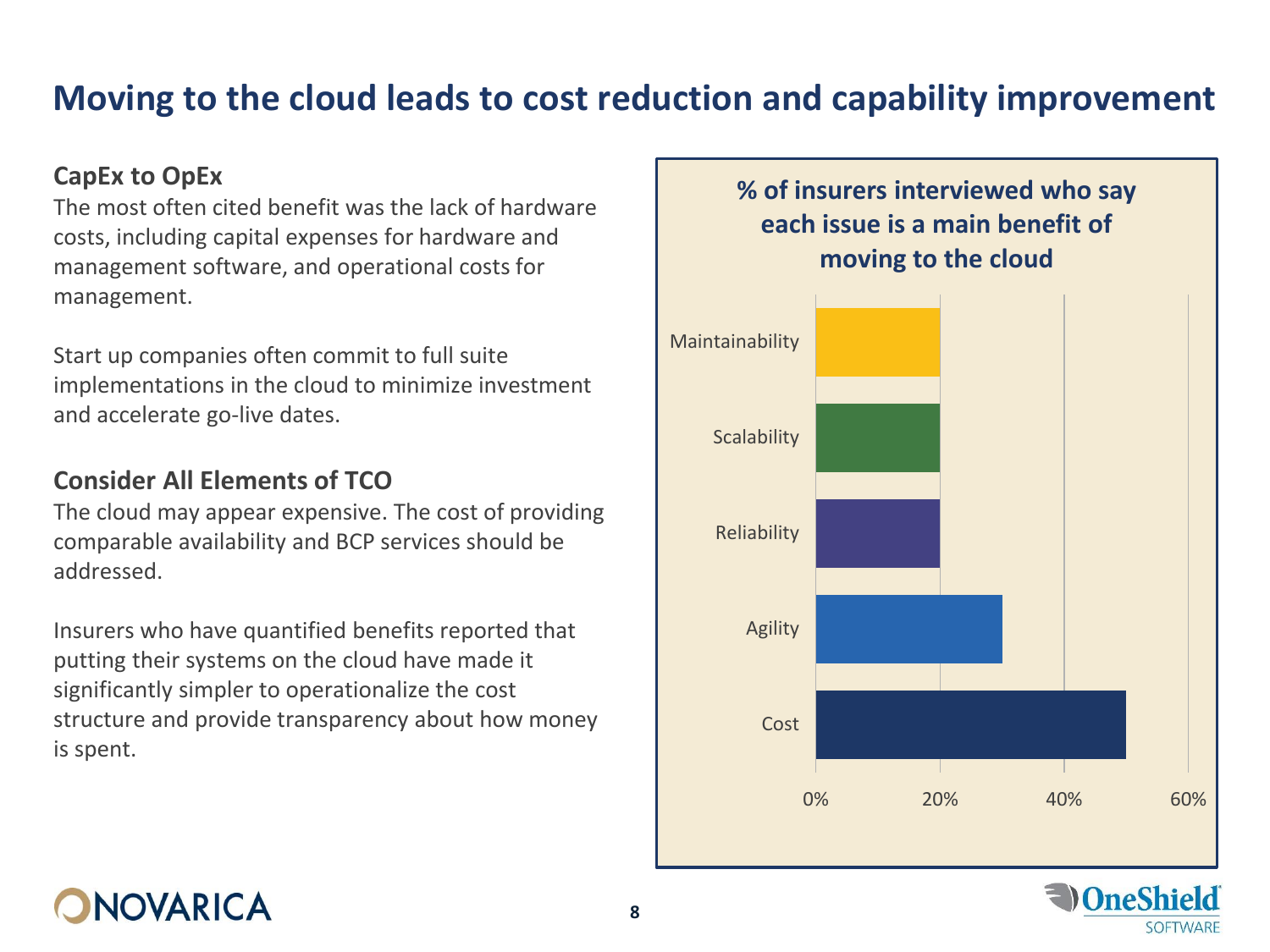# Moving to the cloud leads to cost reduction and capability improvement

**CapEx to OpEx**
The most often cited benefit was the lack of hardware costs, including capital expenses for hardware and management software, and operational costs for management.

Start up companies often commit to full suite implementations in the cloud to minimize investment and accelerate go-live dates.

**Consider All Elements of TCO**
The cloud may appear expensive. The cost of providing comparable availability and BCP services should be addressed.

Insurers who have quantified benefits reported that putting their systems on the cloud have made it significantly simpler to operationalize the cost structure and provide transparency about how money is spent.

**% of insurers interviewed who say each issue is a main benefit of moving to the cloud**

| Benefit | % |
| --- | --- |
| Maintainability | 20% |
| Scalability | 20% |
| Reliability | 20% |
| Agility | 30% |
| Cost | 50% |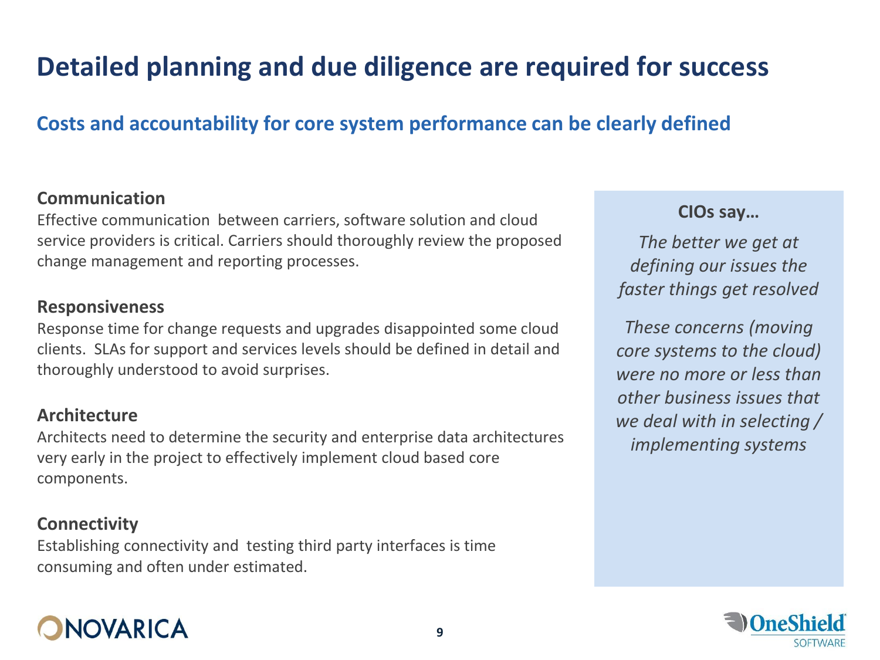# Detailed planning and due diligence are required for success

## Costs and accountability for core system performance can be clearly defined

### Communication

Effective communication between carriers, software solution and cloud service providers is critical. Carriers should thoroughly review the proposed change management and reporting processes.

### Responsiveness

Response time for change requests and upgrades disappointed some cloud clients. SLAs for support and services levels should be defined in detail and thoroughly understood to avoid surprises.

### Architecture

Architects need to determine the security and enterprise data architectures very early in the project to effectively implement cloud based core components.

### Connectivity

Establishing connectivity and testing third party interfaces is time consuming and often under estimated.

**CIOs say…**

*The better we get at defining our issues the faster things get resolved*

*These concerns (moving core systems to the cloud) were no more or less than other business issues that we deal with in selecting / implementing systems*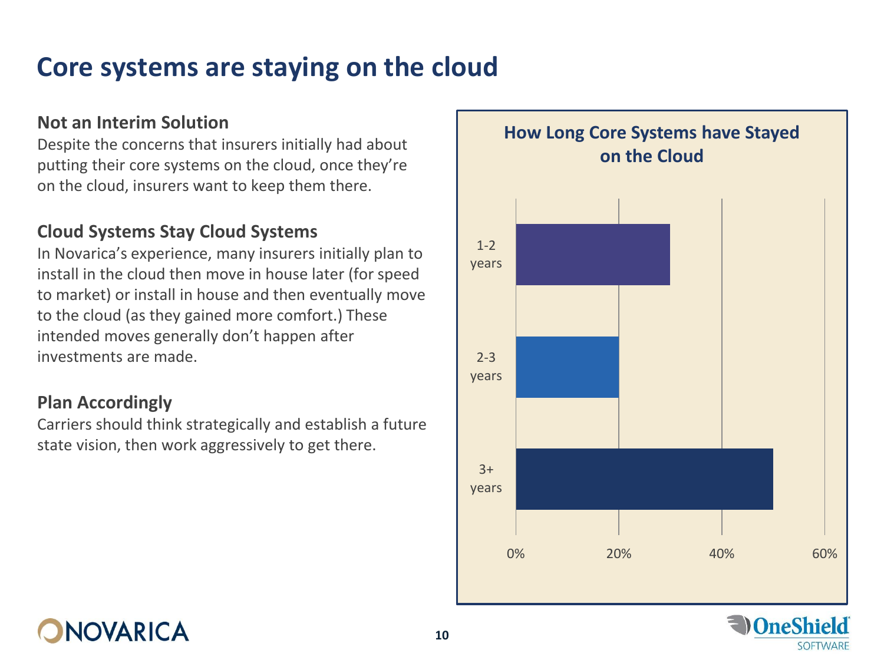# Core systems are staying on the cloud

**Not an Interim Solution**

Despite the concerns that insurers initially had about putting their core systems on the cloud, once they're on the cloud, insurers want to keep them there.

**Cloud Systems Stay Cloud Systems**

In Novarica's experience, many insurers initially plan to install in the cloud then move in house later (for speed to market) or install in house and then eventually move to the cloud (as they gained more comfort.) These intended moves generally don't happen after investments are made.

**Plan Accordingly**

Carriers should think strategically and establish a future state vision, then work aggressively to get there.

**How Long Core Systems have Stayed on the Cloud**

| Duration | Share |
| --- | --- |
| 1-2 years | ~30% |
| 2-3 years | ~20% |
| 3+ years | ~50% |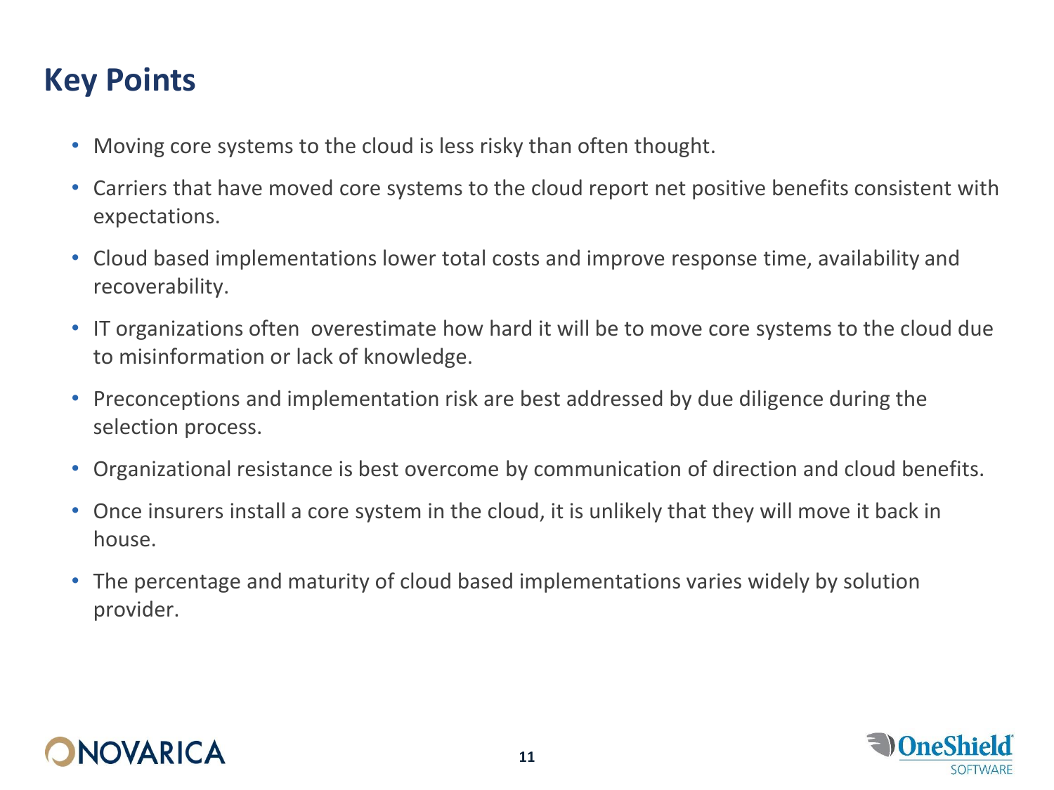# Key Points

- Moving core systems to the cloud is less risky than often thought.
- Carriers that have moved core systems to the cloud report net positive benefits consistent with expectations.
- Cloud based implementations lower total costs and improve response time, availability and recoverability.
- IT organizations often overestimate how hard it will be to move core systems to the cloud due to misinformation or lack of knowledge.
- Preconceptions and implementation risk are best addressed by due diligence during the selection process.
- Organizational resistance is best overcome by communication of direction and cloud benefits.
- Once insurers install a core system in the cloud, it is unlikely that they will move it back in house.
- The percentage and maturity of cloud based implementations varies widely by solution provider.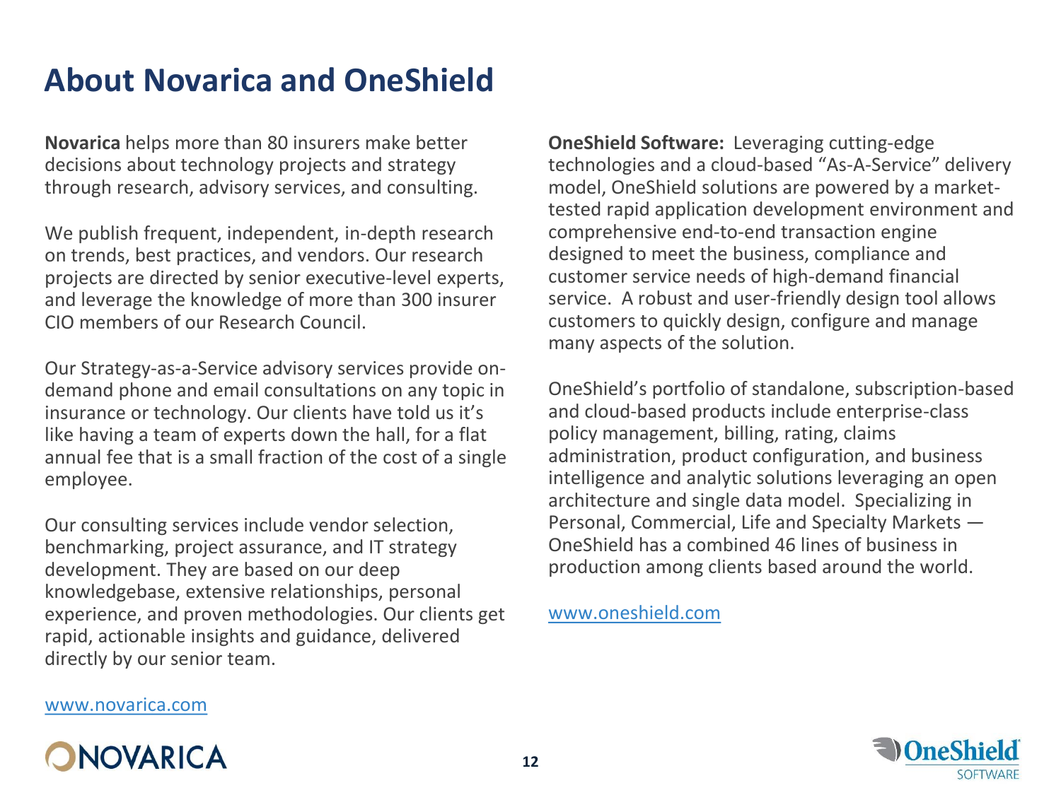# About Novarica and OneShield

**Novarica** helps more than 80 insurers make better decisions about technology projects and strategy through research, advisory services, and consulting.

We publish frequent, independent, in-depth research on trends, best practices, and vendors. Our research projects are directed by senior executive-level experts, and leverage the knowledge of more than 300 insurer CIO members of our Research Council.

Our Strategy-as-a-Service advisory services provide on-demand phone and email consultations on any topic in insurance or technology. Our clients have told us it's like having a team of experts down the hall, for a flat annual fee that is a small fraction of the cost of a single employee.

Our consulting services include vendor selection, benchmarking, project assurance, and IT strategy development. They are based on our deep knowledgebase, extensive relationships, personal experience, and proven methodologies. Our clients get rapid, actionable insights and guidance, delivered directly by our senior team.

www.novarica.com

**OneShield Software:** Leveraging cutting-edge technologies and a cloud-based "As-A-Service" delivery model, OneShield solutions are powered by a market-tested rapid application development environment and comprehensive end-to-end transaction engine designed to meet the business, compliance and customer service needs of high-demand financial service. A robust and user-friendly design tool allows customers to quickly design, configure and manage many aspects of the solution.

OneShield's portfolio of standalone, subscription-based and cloud-based products include enterprise-class policy management, billing, rating, claims administration, product configuration, and business intelligence and analytic solutions leveraging an open architecture and single data model. Specializing in Personal, Commercial, Life and Specialty Markets — OneShield has a combined 46 lines of business in production among clients based around the world.

www.oneshield.com